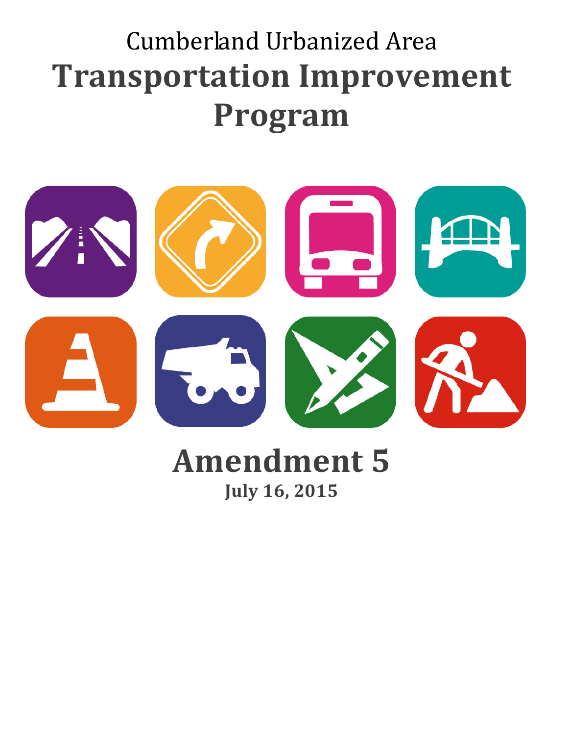Cumberland Urbanized Area

# Transportation Improvement Program

## Amendment 5

**July 16, 2015**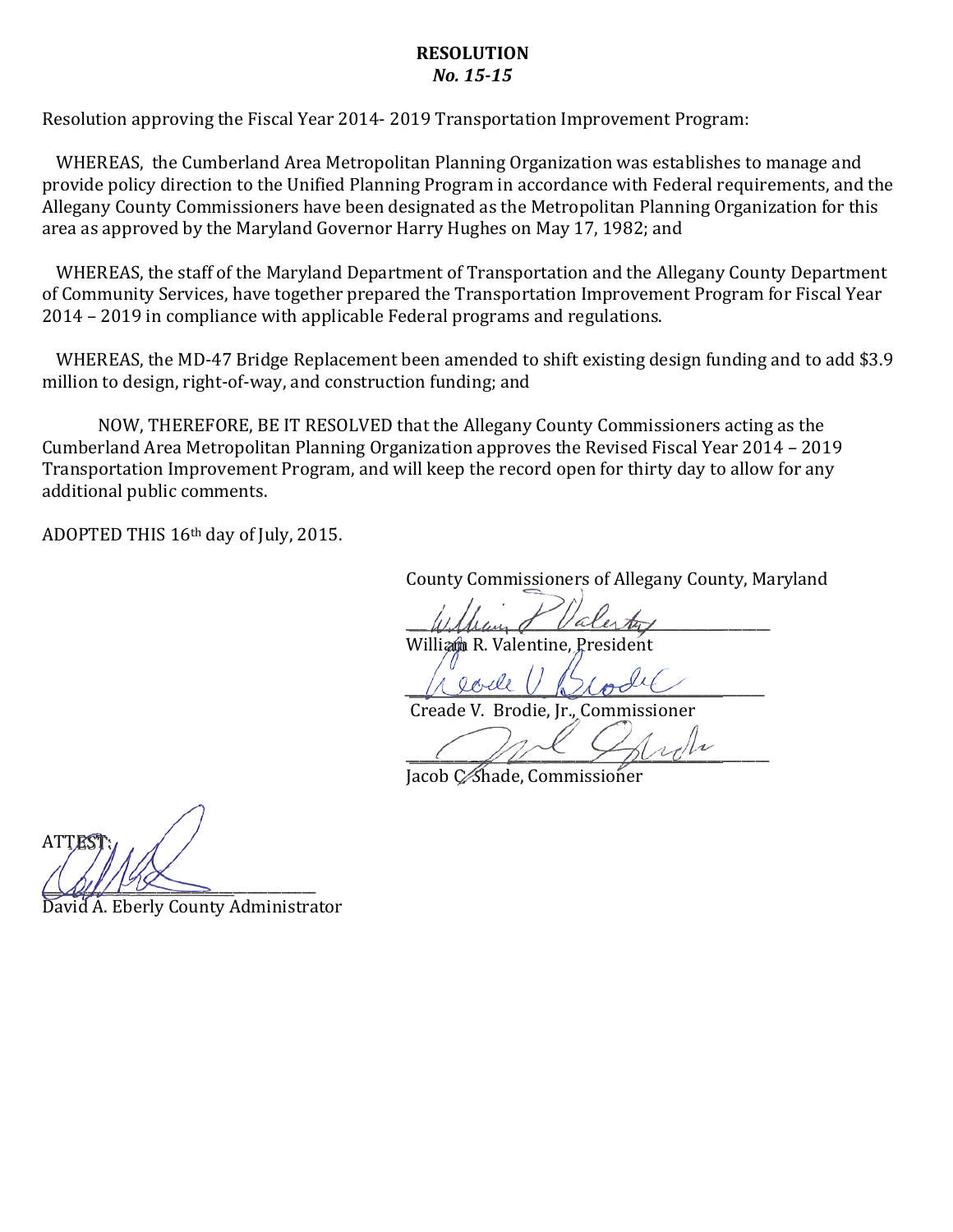**RESOLUTION**
***No. 15-15***

Resolution approving the Fiscal Year 2014- 2019 Transportation Improvement Program:

WHEREAS, the Cumberland Area Metropolitan Planning Organization was establishes to manage and provide policy direction to the Unified Planning Program in accordance with Federal requirements, and the Allegany County Commissioners have been designated as the Metropolitan Planning Organization for this area as approved by the Maryland Governor Harry Hughes on May 17, 1982; and

WHEREAS, the staff of the Maryland Department of Transportation and the Allegany County Department of Community Services, have together prepared the Transportation Improvement Program for Fiscal Year 2014 – 2019 in compliance with applicable Federal programs and regulations.

WHEREAS, the MD-47 Bridge Replacement been amended to shift existing design funding and to add $3.9 million to design, right-of-way, and construction funding; and

NOW, THEREFORE, BE IT RESOLVED that the Allegany County Commissioners acting as the Cumberland Area Metropolitan Planning Organization approves the Revised Fiscal Year 2014 – 2019 Transportation Improvement Program, and will keep the record open for thirty day to allow for any additional public comments.

ADOPTED THIS 16th day of July, 2015.

County Commissioners of Allegany County, Maryland

William R. Valentine, President

Creade V. Brodie, Jr., Commissioner

Jacob C. Shade, Commissioner

ATTEST:

David A. Eberly County Administrator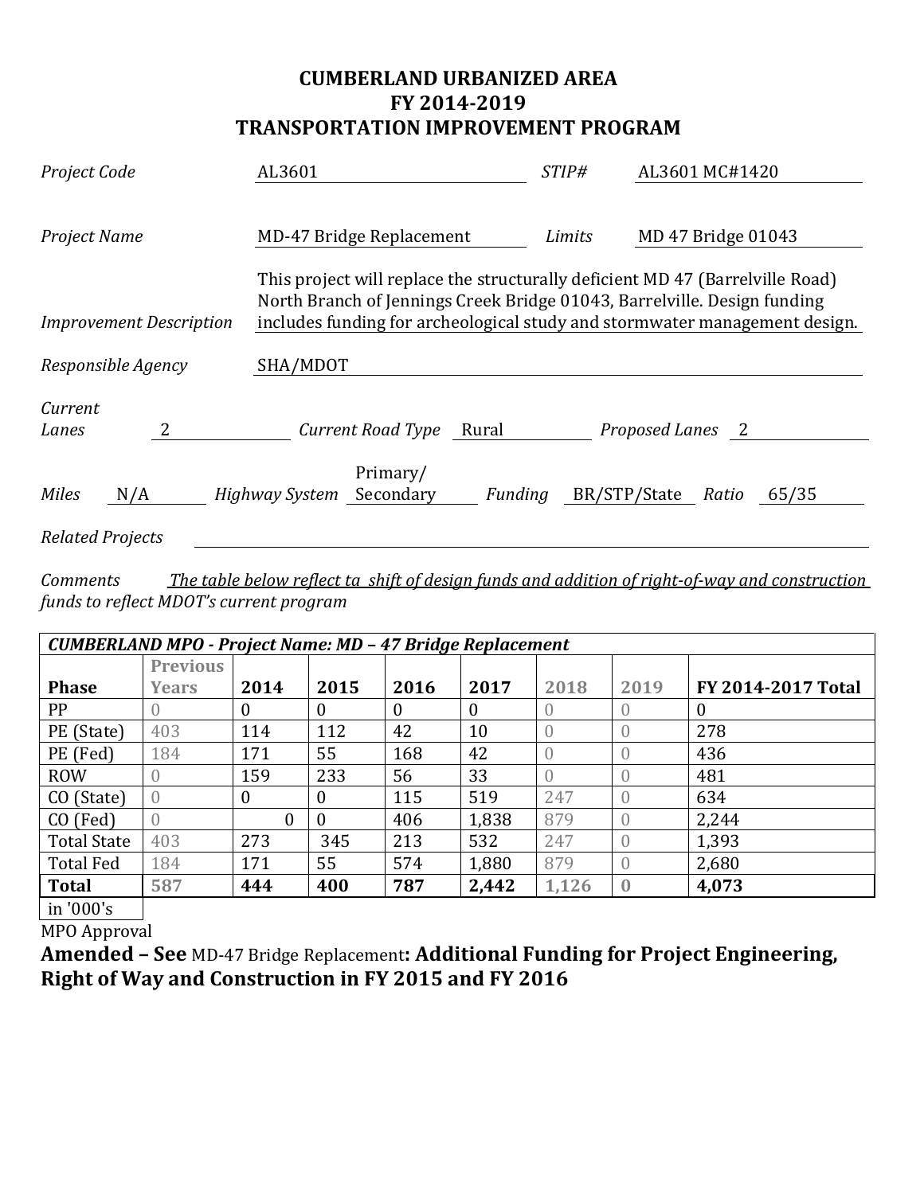# CUMBERLAND URBANIZED AREA
# FY 2014-2019
# TRANSPORTATION IMPROVEMENT PROGRAM

*Project Code* AL3601 *STIP#* AL3601 MC#1420

*Project Name* MD-47 Bridge Replacement *Limits* MD 47 Bridge 01043

*Improvement Description* This project will replace the structurally deficient MD 47 (Barrelville Road) North Branch of Jennings Creek Bridge 01043, Barrelville. Design funding includes funding for archeological study and stormwater management design.

*Responsible Agency* SHA/MDOT

*Current Lanes* 2 *Current Road Type* Rural *Proposed Lanes* 2

*Miles* N/A *Highway System* Primary/ Secondary *Funding* BR/STP/State *Ratio* 65/35

*Related Projects*

*Comments* *The table below reflect ta shift of design funds and addition of right-of-way and construction funds to reflect MDOT's current program*

| ***CUMBERLAND MPO - Project Name: MD – 47 Bridge Replacement*** | | | | | | | | |
|---|---|---|---|---|---|---|---|---|
| **Phase** | **Previous Years** | **2014** | **2015** | **2016** | **2017** | **2018** | **2019** | **FY 2014-2017 Total** |
| PP | 0 | 0 | 0 | 0 | 0 | 0 | 0 | 0 |
| PE (State) | 403 | 114 | 112 | 42 | 10 | 0 | 0 | 278 |
| PE (Fed) | 184 | 171 | 55 | 168 | 42 | 0 | 0 | 436 |
| ROW | 0 | 159 | 233 | 56 | 33 | 0 | 0 | 481 |
| CO (State) | 0 | 0 | 0 | 115 | 519 | 247 | 0 | 634 |
| CO (Fed) | 0 | 0 | 0 | 406 | 1,838 | 879 | 0 | 2,244 |
| Total State | 403 | 273 | 345 | 213 | 532 | 247 | 0 | 1,393 |
| Total Fed | 184 | 171 | 55 | 574 | 1,880 | 879 | 0 | 2,680 |
| **Total** | **587** | **444** | **400** | **787** | **2,442** | **1,126** | **0** | **4,073** |
| in '000's | | | | | | | | |

MPO Approval

**Amended – See** MD-47 Bridge Replacement**: Additional Funding for Project Engineering, Right of Way and Construction in FY 2015 and FY 2016**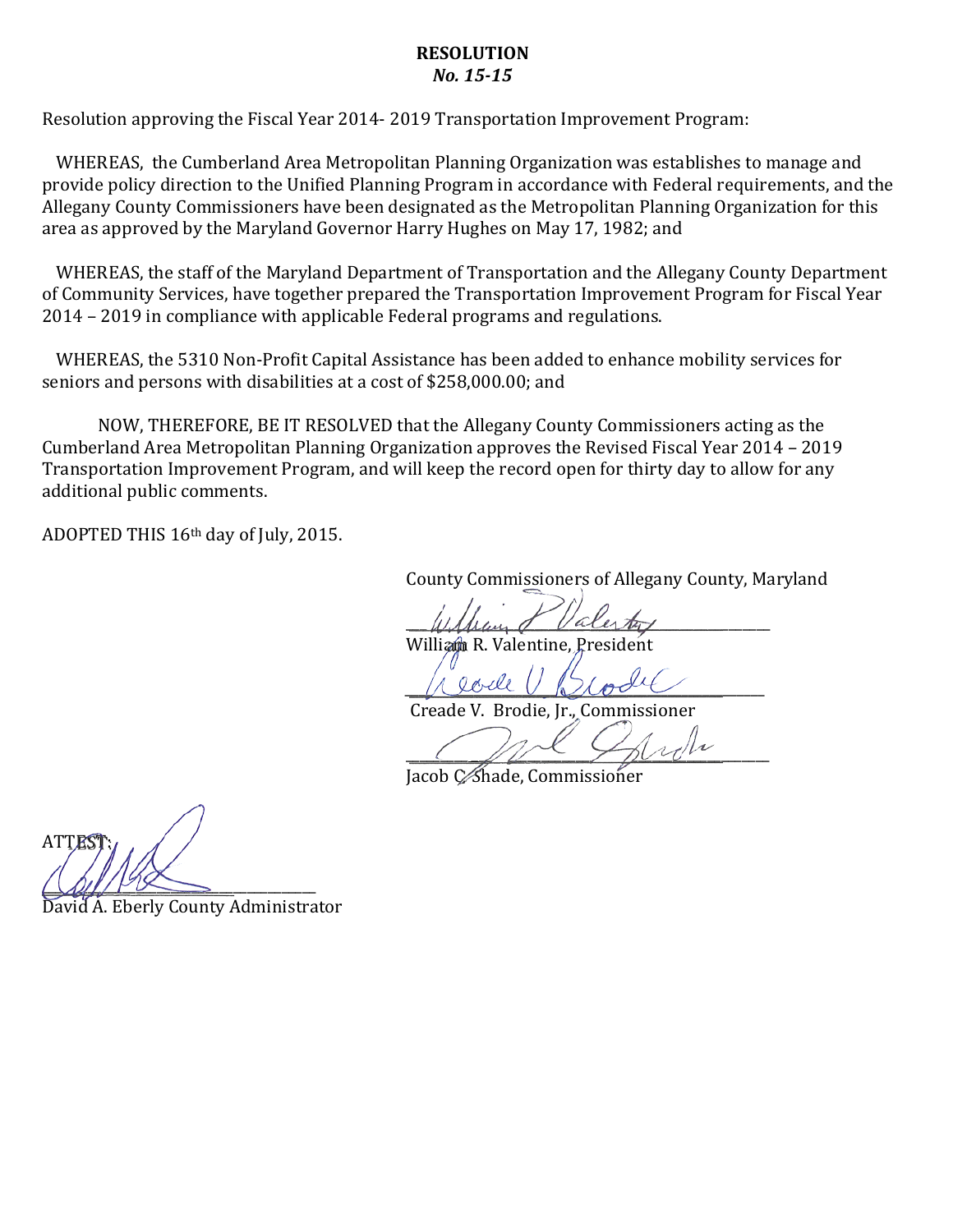**RESOLUTION**
***No. 15-15***

Resolution approving the Fiscal Year 2014- 2019 Transportation Improvement Program:

WHEREAS, the Cumberland Area Metropolitan Planning Organization was establishes to manage and provide policy direction to the Unified Planning Program in accordance with Federal requirements, and the Allegany County Commissioners have been designated as the Metropolitan Planning Organization for this area as approved by the Maryland Governor Harry Hughes on May 17, 1982; and

WHEREAS, the staff of the Maryland Department of Transportation and the Allegany County Department of Community Services, have together prepared the Transportation Improvement Program for Fiscal Year 2014 – 2019 in compliance with applicable Federal programs and regulations.

WHEREAS, the 5310 Non-Profit Capital Assistance has been added to enhance mobility services for seniors and persons with disabilities at a cost of $258,000.00; and

NOW, THEREFORE, BE IT RESOLVED that the Allegany County Commissioners acting as the Cumberland Area Metropolitan Planning Organization approves the Revised Fiscal Year 2014 – 2019 Transportation Improvement Program, and will keep the record open for thirty day to allow for any additional public comments.

ADOPTED THIS 16th day of July, 2015.

County Commissioners of Allegany County, Maryland

William R. Valentine, President

Creade V. Brodie, Jr., Commissioner

Jacob C. Shade, Commissioner

ATTEST:

David A. Eberly County Administrator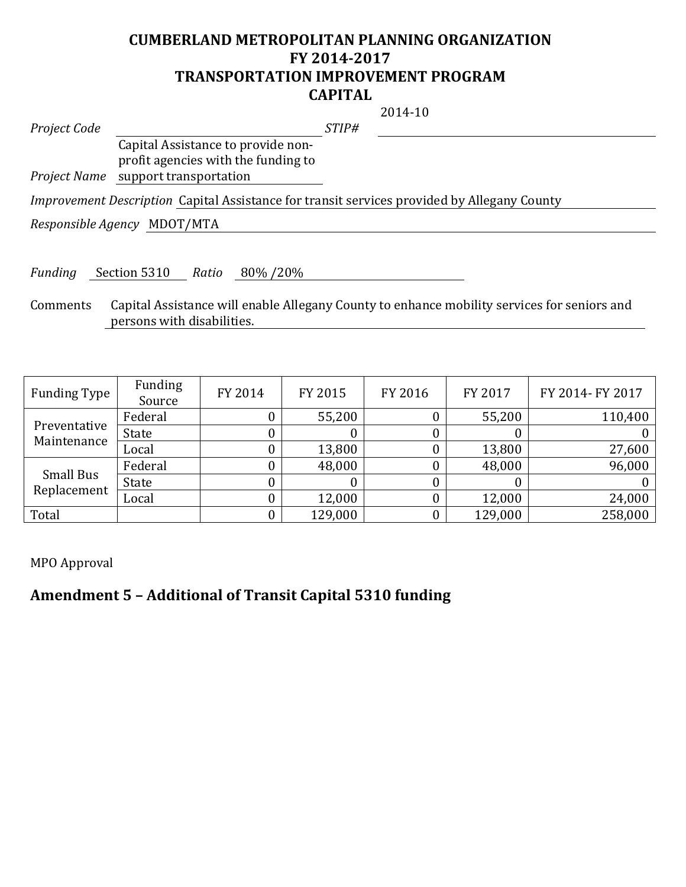# CUMBERLAND METROPOLITAN PLANNING ORGANIZATION
# FY 2014-2017
# TRANSPORTATION IMPROVEMENT PROGRAM
# CAPITAL

*Project Code* ______ *STIP#* 2014-10

*Project Name* Capital Assistance to provide non-profit agencies with the funding to support transportation

*Improvement Description* Capital Assistance for transit services provided by Allegany County

*Responsible Agency* MDOT/MTA

*Funding* Section 5310 *Ratio* 80% /20%

Comments Capital Assistance will enable Allegany County to enhance mobility services for seniors and persons with disabilities.

| Funding Type | Funding Source | FY 2014 | FY 2015 | FY 2016 | FY 2017 | FY 2014- FY 2017 |
|---|---|---|---|---|---|---|
| Preventative Maintenance | Federal | 0 | 55,200 | 0 | 55,200 | 110,400 |
| | State | 0 | 0 | 0 | 0 | 0 |
| | Local | 0 | 13,800 | 0 | 13,800 | 27,600 |
| Small Bus Replacement | Federal | 0 | 48,000 | 0 | 48,000 | 96,000 |
| | State | 0 | 0 | 0 | 0 | 0 |
| | Local | 0 | 12,000 | 0 | 12,000 | 24,000 |
| Total | | 0 | 129,000 | 0 | 129,000 | 258,000 |

MPO Approval

## Amendment 5 – Additional of Transit Capital 5310 funding